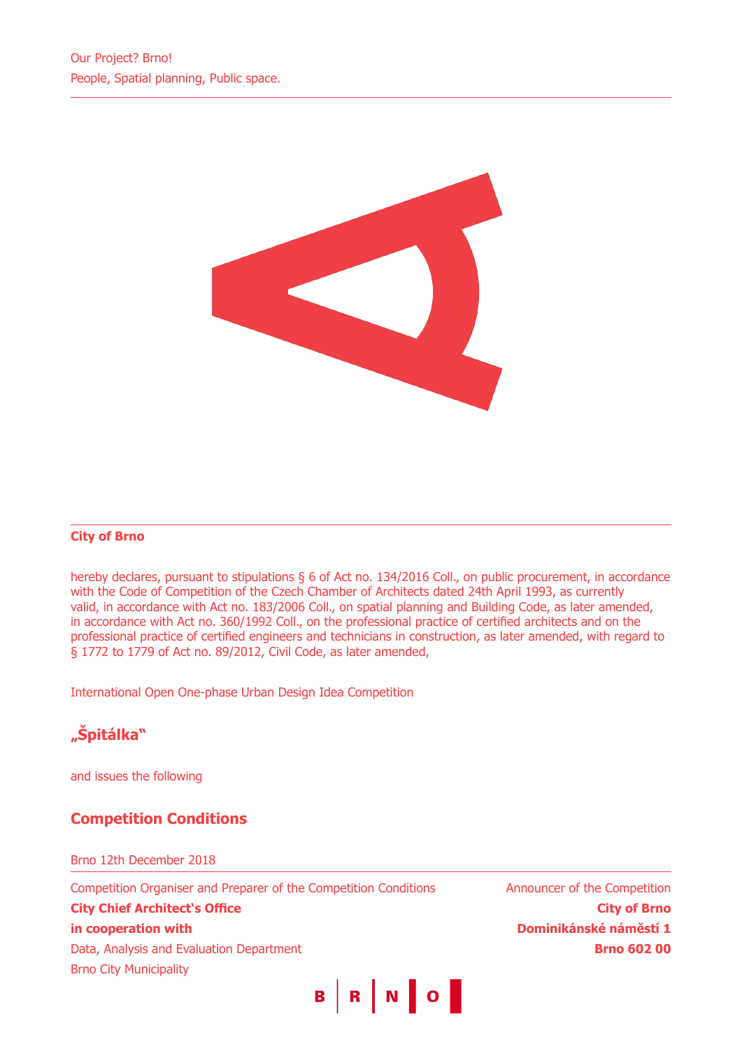Our Project? Brno!
People, Spatial planning, Public space.

**City of Brno**

hereby declares, pursuant to stipulations § 6 of Act no. 134/2016 Coll., on public procurement, in accordance with the Code of Competition of the Czech Chamber of Architects dated 24th April 1993, as currently valid, in accordance with Act no. 183/2006 Coll., on spatial planning and Building Code, as later amended, in accordance with Act no. 360/1992 Coll., on the professional practice of certified architects and on the professional practice of certified engineers and technicians in construction, as later amended, with regard to § 1772 to 1779 of Act no. 89/2012, Civil Code, as later amended,

International Open One-phase Urban Design Idea Competition

## „Špitálka"

and issues the following

## Competition Conditions

Brno 12th December 2018

Competition Organiser and Preparer of the Competition Conditions
**City Chief Architect's Office**
**in cooperation with**
Data, Analysis and Evaluation Department
Brno City Municipality

Announcer of the Competition
**City of Brno**
**Dominikánské náměstí 1**
**Brno 602 00**

B R N O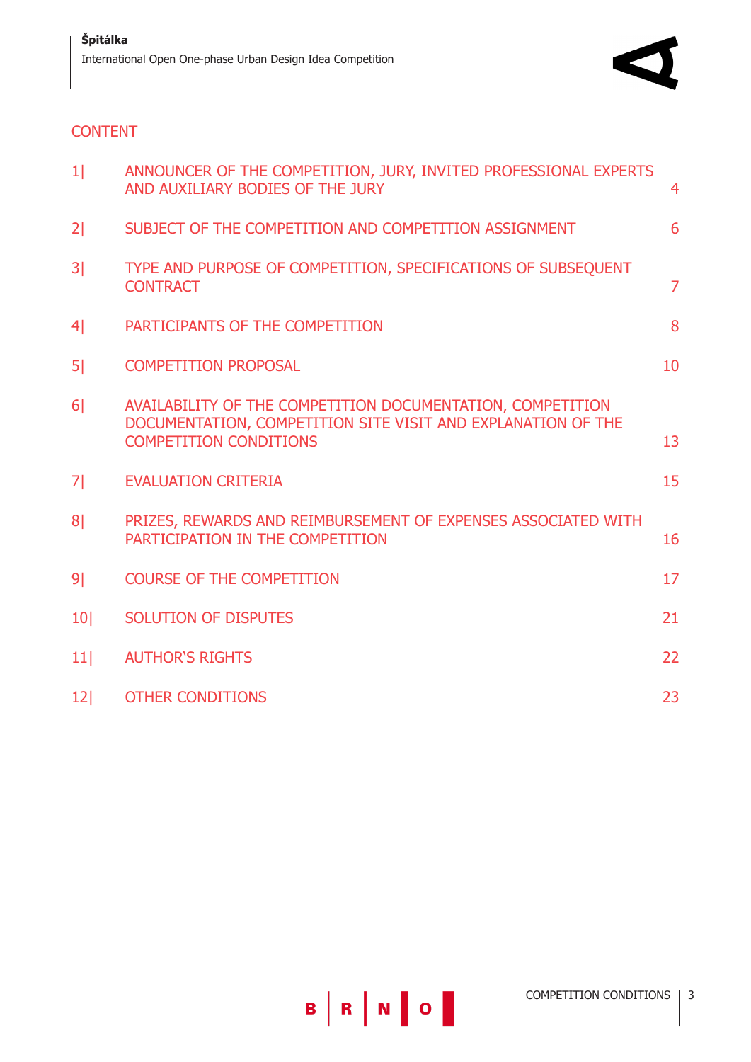## CONTENT

| | | |
|---|---|---|
| 1\| | ANNOUNCER OF THE COMPETITION, JURY, INVITED PROFESSIONAL EXPERTS AND AUXILIARY BODIES OF THE JURY | 4 |
| 2\| | SUBJECT OF THE COMPETITION AND COMPETITION ASSIGNMENT | 6 |
| 3\| | TYPE AND PURPOSE OF COMPETITION, SPECIFICATIONS OF SUBSEQUENT CONTRACT | 7 |
| 4\| | PARTICIPANTS OF THE COMPETITION | 8 |
| 5\| | COMPETITION PROPOSAL | 10 |
| 6\| | AVAILABILITY OF THE COMPETITION DOCUMENTATION, COMPETITION DOCUMENTATION, COMPETITION SITE VISIT AND EXPLANATION OF THE COMPETITION CONDITIONS | 13 |
| 7\| | EVALUATION CRITERIA | 15 |
| 8\| | PRIZES, REWARDS AND REIMBURSEMENT OF EXPENSES ASSOCIATED WITH PARTICIPATION IN THE COMPETITION | 16 |
| 9\| | COURSE OF THE COMPETITION | 17 |
| 10\| | SOLUTION OF DISPUTES | 21 |
| 11\| | AUTHOR'S RIGHTS | 22 |
| 12\| | OTHER CONDITIONS | 23 |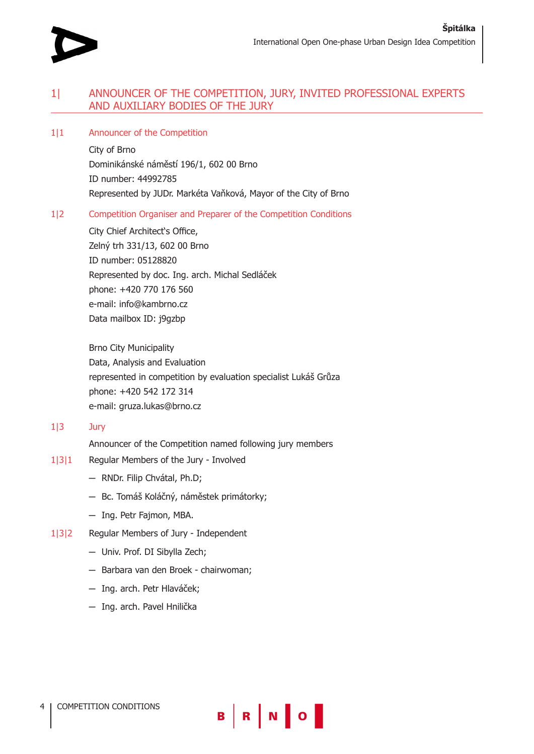# 1| ANNOUNCER OF THE COMPETITION, JURY, INVITED PROFESSIONAL EXPERTS AND AUXILIARY BODIES OF THE JURY

## 1|1 Announcer of the Competition

City of Brno
Dominikánské náměstí 196/1, 602 00 Brno
ID number: 44992785
Represented by JUDr. Markéta Vaňková, Mayor of the City of Brno

## 1|2 Competition Organiser and Preparer of the Competition Conditions

City Chief Architect‘s Office,
Zelný trh 331/13, 602 00 Brno
ID number: 05128820
Represented by doc. Ing. arch. Michal Sedláček
phone: +420 770 176 560
e-mail: info@kambrno.cz
Data mailbox ID: j9gzbp

Brno City Municipality
Data, Analysis and Evaluation
represented in competition by evaluation specialist Lukáš Grůza
phone: +420 542 172 314
e-mail: gruza.lukas@brno.cz

## 1|3 Jury

Announcer of the Competition named following jury members

### 1|3|1 Regular Members of the Jury - Involved

- RNDr. Filip Chvátal, Ph.D;
- Bc. Tomáš Koláčný, náměstek primátorky;
- Ing. Petr Fajmon, MBA.

### 1|3|2 Regular Members of Jury - Independent

- Univ. Prof. DI Sibylla Zech;
- Barbara van den Broek - chairwoman;
- Ing. arch. Petr Hlaváček;
- Ing. arch. Pavel Hnilička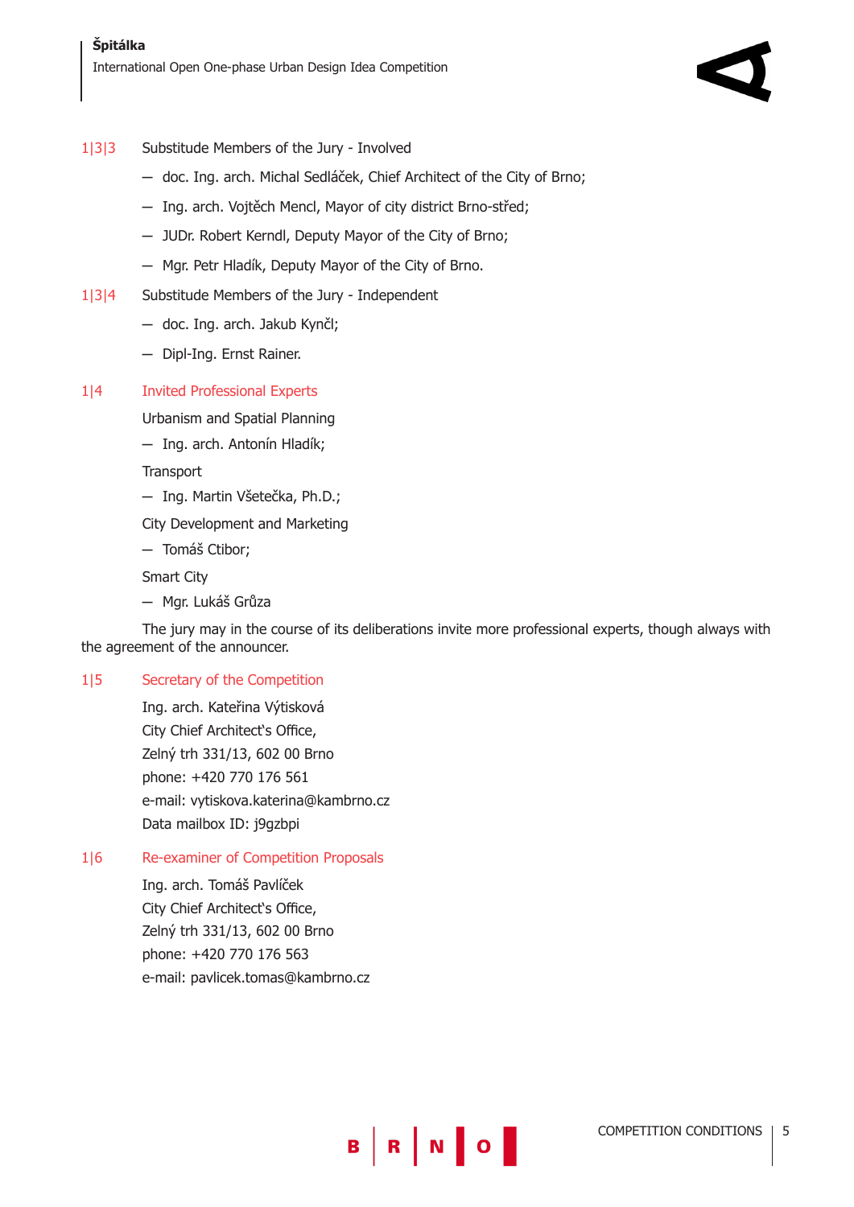### 1|3|3 Substitude Members of the Jury - Involved

- doc. Ing. arch. Michal Sedláček, Chief Architect of the City of Brno;
- Ing. arch. Vojtěch Mencl, Mayor of city district Brno-střed;
- JUDr. Robert Kerndl, Deputy Mayor of the City of Brno;
- Mgr. Petr Hladík, Deputy Mayor of the City of Brno.

### 1|3|4 Substitude Members of the Jury - Independent

- doc. Ing. arch. Jakub Kynčl;
- Dipl-Ing. Ernst Rainer.

## 1|4 Invited Professional Experts

Urbanism and Spatial Planning

- Ing. arch. Antonín Hladík;

Transport

- Ing. Martin Všetečka, Ph.D.;

City Development and Marketing

- Tomáš Ctibor;

Smart City

- Mgr. Lukáš Grůza

The jury may in the course of its deliberations invite more professional experts, though always with the agreement of the announcer.

## 1|5 Secretary of the Competition

Ing. arch. Kateřina Výtisková
City Chief Architect's Office,
Zelný trh 331/13, 602 00 Brno
phone: +420 770 176 561
e-mail: vytiskova.katerina@kambrno.cz
Data mailbox ID: j9gzbpi

## 1|6 Re-examiner of Competition Proposals

Ing. arch. Tomáš Pavlíček
City Chief Architect's Office,
Zelný trh 331/13, 602 00 Brno
phone: +420 770 176 563
e-mail: pavlicek.tomas@kambrno.cz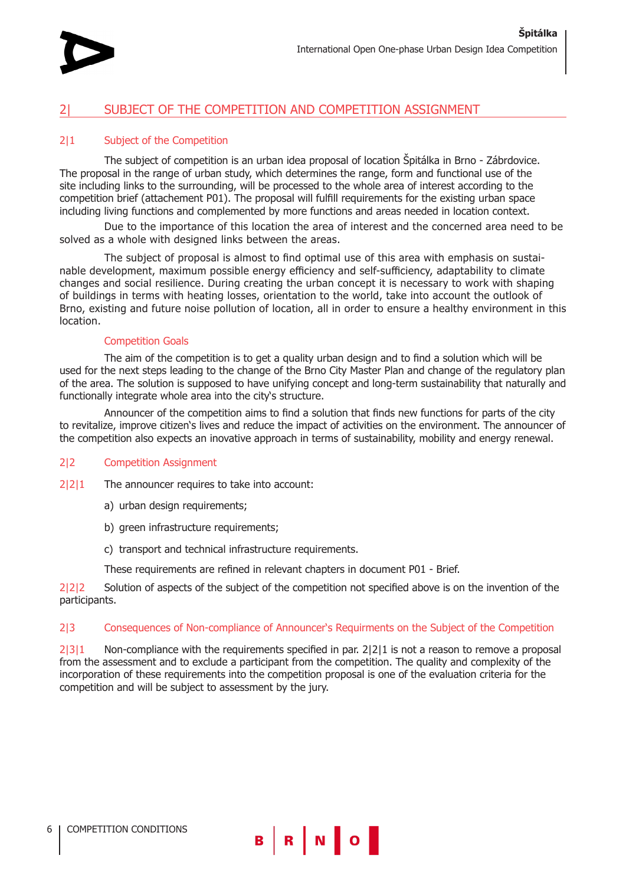## 2| SUBJECT OF THE COMPETITION AND COMPETITION ASSIGNMENT

### 2|1 Subject of the Competition

The subject of competition is an urban idea proposal of location Špitálka in Brno - Zábrdovice. The proposal in the range of urban study, which determines the range, form and functional use of the site including links to the surrounding, will be processed to the whole area of interest according to the competition brief (attachement P01). The proposal will fulfill requirements for the existing urban space including living functions and complemented by more functions and areas needed in location context.

Due to the importance of this location the area of interest and the concerned area need to be solved as a whole with designed links between the areas.

The subject of proposal is almost to find optimal use of this area with emphasis on sustainable development, maximum possible energy efficiency and self-sufficiency, adaptability to climate changes and social resilience. During creating the urban concept it is necessary to work with shaping of buildings in terms with heating losses, orientation to the world, take into account the outlook of Brno, existing and future noise pollution of location, all in order to ensure a healthy environment in this location.

#### Competition Goals

The aim of the competition is to get a quality urban design and to find a solution which will be used for the next steps leading to the change of the Brno City Master Plan and change of the regulatory plan of the area. The solution is supposed to have unifying concept and long-term sustainability that naturally and functionally integrate whole area into the city's structure.

Announcer of the competition aims to find a solution that finds new functions for parts of the city to revitalize, improve citizen's lives and reduce the impact of activities on the environment. The announcer of the competition also expects an inovative approach in terms of sustainability, mobility and energy renewal.

### 2|2 Competition Assignment

2|2|1 The announcer requires to take into account:

a) urban design requirements;

b) green infrastructure requirements;

c) transport and technical infrastructure requirements.

These requirements are refined in relevant chapters in document P01 - Brief.

2|2|2 Solution of aspects of the subject of the competition not specified above is on the invention of the participants.

### 2|3 Consequences of Non-compliance of Announcer's Requirments on the Subject of the Competition

2|3|1 Non-compliance with the requirements specified in par. 2|2|1 is not a reason to remove a proposal from the assessment and to exclude a participant from the competition. The quality and complexity of the incorporation of these requirements into the competition proposal is one of the evaluation criteria for the competition and will be subject to assessment by the jury.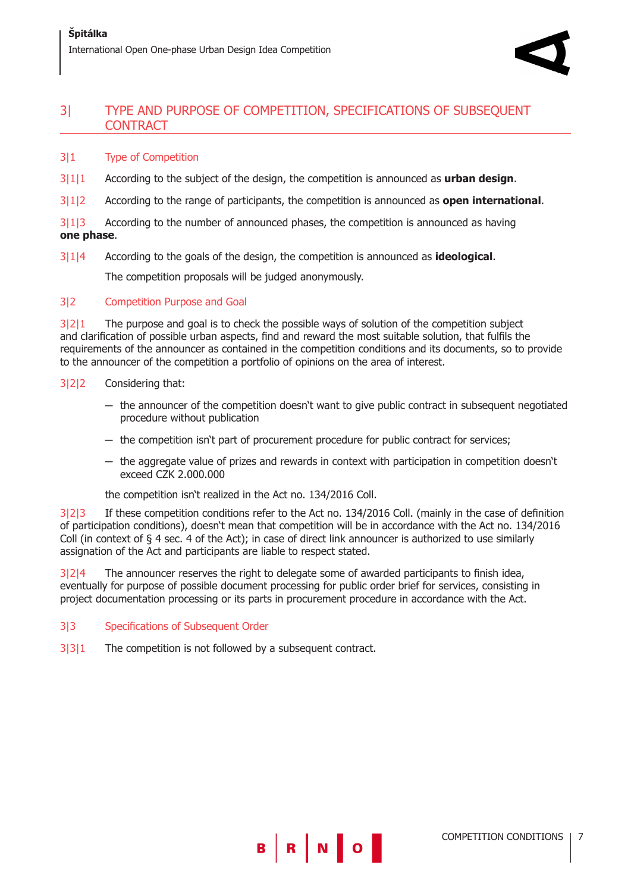## 3| TYPE AND PURPOSE OF COMPETITION, SPECIFICATIONS OF SUBSEQUENT CONTRACT

### 3|1 Type of Competition

3|1|1 According to the subject of the design, the competition is announced as **urban design**.

3|1|2 According to the range of participants, the competition is announced as **open international**.

3|1|3 According to the number of announced phases, the competition is announced as having **one phase**.

3|1|4 According to the goals of the design, the competition is announced as **ideological**.

The competition proposals will be judged anonymously.

### 3|2 Competition Purpose and Goal

3|2|1 The purpose and goal is to check the possible ways of solution of the competition subject and clarification of possible urban aspects, find and reward the most suitable solution, that fulfils the requirements of the announcer as contained in the competition conditions and its documents, so to provide to the announcer of the competition a portfolio of opinions on the area of interest.

3|2|2 Considering that:

- the announcer of the competition doesn't want to give public contract in subsequent negotiated procedure without publication
- the competition isn't part of procurement procedure for public contract for services;
- the aggregate value of prizes and rewards in context with participation in competition doesn't exceed CZK 2.000.000

the competition isn't realized in the Act no. 134/2016 Coll.

3|2|3 If these competition conditions refer to the Act no. 134/2016 Coll. (mainly in the case of definition of participation conditions), doesn't mean that competition will be in accordance with the Act no. 134/2016 Coll (in context of § 4 sec. 4 of the Act); in case of direct link announcer is authorized to use similarly assignation of the Act and participants are liable to respect stated.

3|2|4 The announcer reserves the right to delegate some of awarded participants to finish idea, eventually for purpose of possible document processing for public order brief for services, consisting in project documentation processing or its parts in procurement procedure in accordance with the Act.

### 3|3 Specifications of Subsequent Order

3|3|1 The competition is not followed by a subsequent contract.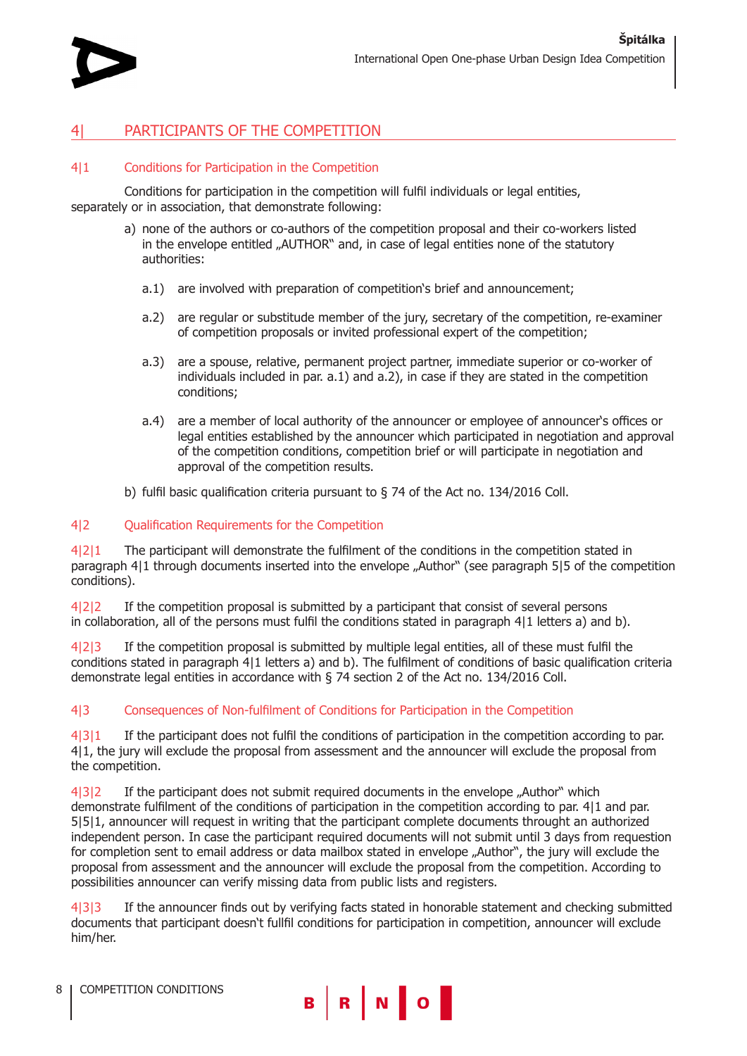## 4| PARTICIPANTS OF THE COMPETITION

### 4|1 Conditions for Participation in the Competition

Conditions for participation in the competition will fulfil individuals or legal entities, separately or in association, that demonstrate following:

a) none of the authors or co-authors of the competition proposal and their co-workers listed in the envelope entitled „AUTHOR" and, in case of legal entities none of the statutory authorities:

a.1) are involved with preparation of competition's brief and announcement;

a.2) are regular or substitude member of the jury, secretary of the competition, re-examiner of competition proposals or invited professional expert of the competition;

a.3) are a spouse, relative, permanent project partner, immediate superior or co-worker of individuals included in par. a.1) and a.2), in case if they are stated in the competition conditions;

a.4) are a member of local authority of the announcer or employee of announcer's offices or legal entities established by the announcer which participated in negotiation and approval of the competition conditions, competition brief or will participate in negotiation and approval of the competition results.

b) fulfil basic qualification criteria pursuant to § 74 of the Act no. 134/2016 Coll.

### 4|2 Qualification Requirements for the Competition

4|2|1 The participant will demonstrate the fulfilment of the conditions in the competition stated in paragraph 4|1 through documents inserted into the envelope „Author" (see paragraph 5|5 of the competition conditions).

4|2|2 If the competition proposal is submitted by a participant that consist of several persons in collaboration, all of the persons must fulfil the conditions stated in paragraph 4|1 letters a) and b).

4|2|3 If the competition proposal is submitted by multiple legal entities, all of these must fulfil the conditions stated in paragraph 4|1 letters a) and b). The fulfilment of conditions of basic qualification criteria demonstrate legal entities in accordance with § 74 section 2 of the Act no. 134/2016 Coll.

### 4|3 Consequences of Non-fulfilment of Conditions for Participation in the Competition

4|3|1 If the participant does not fulfil the conditions of participation in the competition according to par. 4|1, the jury will exclude the proposal from assessment and the announcer will exclude the proposal from the competition.

4|3|2 If the participant does not submit required documents in the envelope „Author" which demonstrate fulfilment of the conditions of participation in the competition according to par. 4|1 and par. 5|5|1, announcer will request in writing that the participant complete documents throught an authorized independent person. In case the participant required documents will not submit until 3 days from requestion for completion sent to email address or data mailbox stated in envelope „Author", the jury will exclude the proposal from assessment and the announcer will exclude the proposal from the competition. According to possibilities announcer can verify missing data from public lists and registers.

4|3|3 If the announcer finds out by verifying facts stated in honorable statement and checking submitted documents that participant doesn't fullfil conditions for participation in competition, announcer will exclude him/her.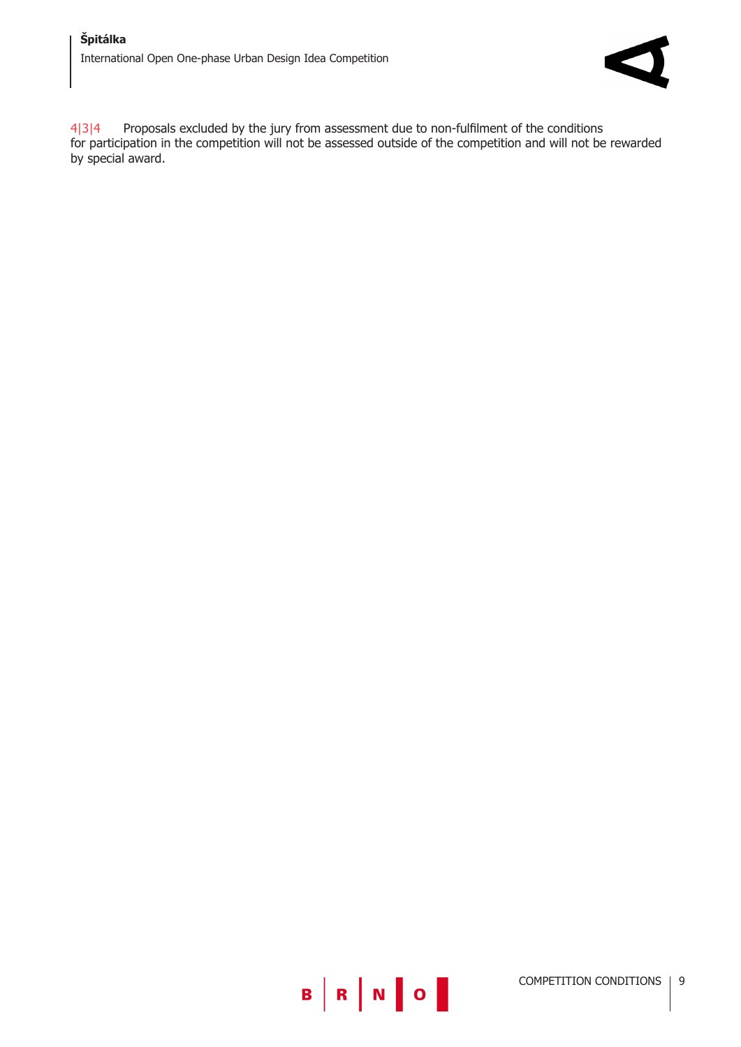4|3|4 Proposals excluded by the jury from assessment due to non-fulfilment of the conditions for participation in the competition will not be assessed outside of the competition and will not be rewarded by special award.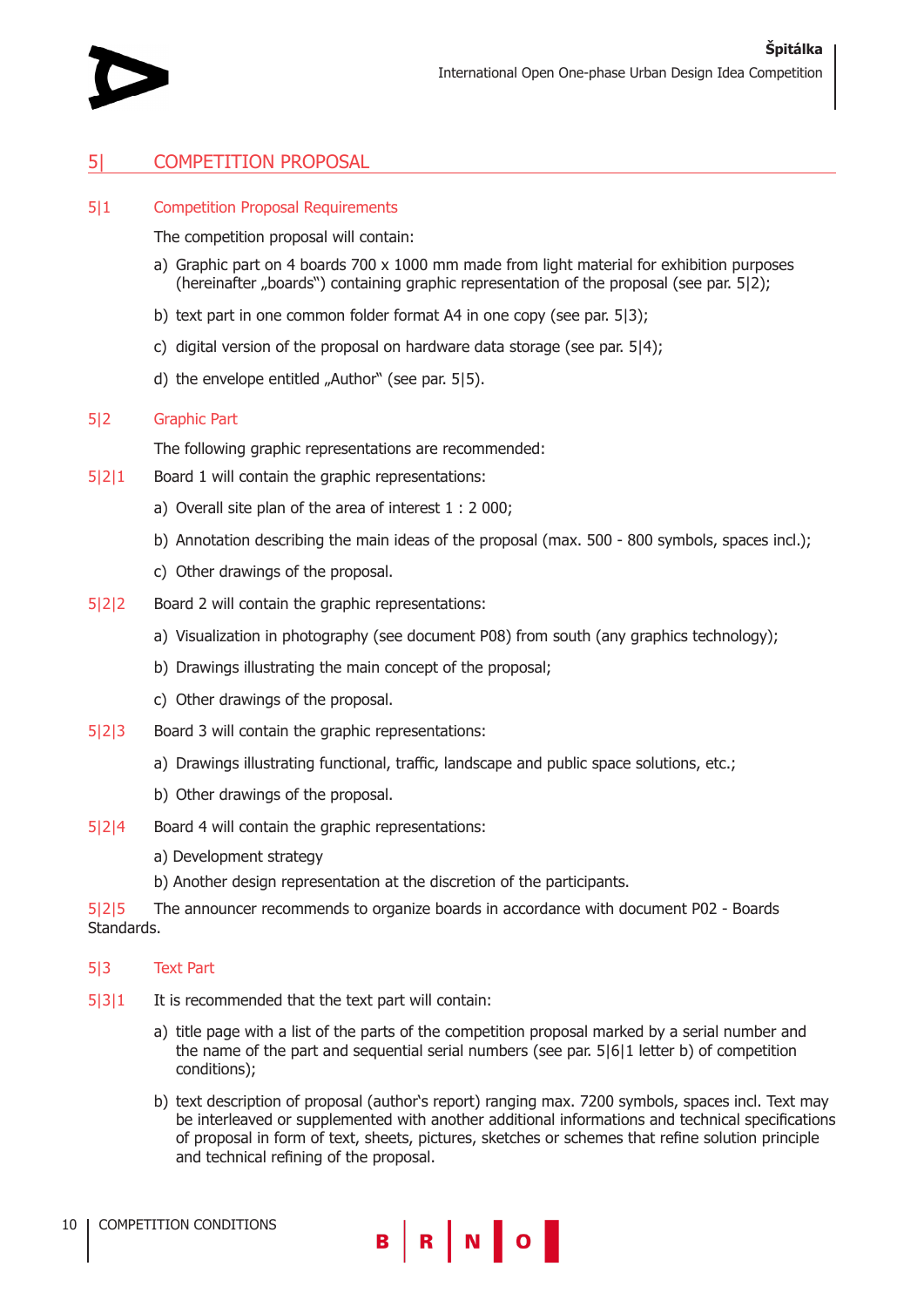## 5| COMPETITION PROPOSAL

### 5|1 Competition Proposal Requirements

The competition proposal will contain:

a) Graphic part on 4 boards 700 x 1000 mm made from light material for exhibition purposes (hereinafter „boards“) containing graphic representation of the proposal (see par. 5|2);

b) text part in one common folder format A4 in one copy (see par. 5|3);

c) digital version of the proposal on hardware data storage (see par. 5|4);

d) the envelope entitled „Author“ (see par. 5|5).

### 5|2 Graphic Part

The following graphic representations are recommended:

**5|2|1** Board 1 will contain the graphic representations:

a) Overall site plan of the area of interest 1 : 2 000;

b) Annotation describing the main ideas of the proposal (max. 500 - 800 symbols, spaces incl.);

c) Other drawings of the proposal.

**5|2|2** Board 2 will contain the graphic representations:

a) Visualization in photography (see document P08) from south (any graphics technology);

b) Drawings illustrating the main concept of the proposal;

c) Other drawings of the proposal.

**5|2|3** Board 3 will contain the graphic representations:

a) Drawings illustrating functional, traffic, landscape and public space solutions, etc.;

b) Other drawings of the proposal.

**5|2|4** Board 4 will contain the graphic representations:

a) Development strategy

b) Another design representation at the discretion of the participants.

**5|2|5** The announcer recommends to organize boards in accordance with document P02 - Boards Standards.

### 5|3 Text Part

**5|3|1** It is recommended that the text part will contain:

a) title page with a list of the parts of the competition proposal marked by a serial number and the name of the part and sequential serial numbers (see par. 5|6|1 letter b) of competition conditions);

b) text description of proposal (author's report) ranging max. 7200 symbols, spaces incl. Text may be interleaved or supplemented with another additional informations and technical specifications of proposal in form of text, sheets, pictures, sketches or schemes that refine solution principle and technical refining of the proposal.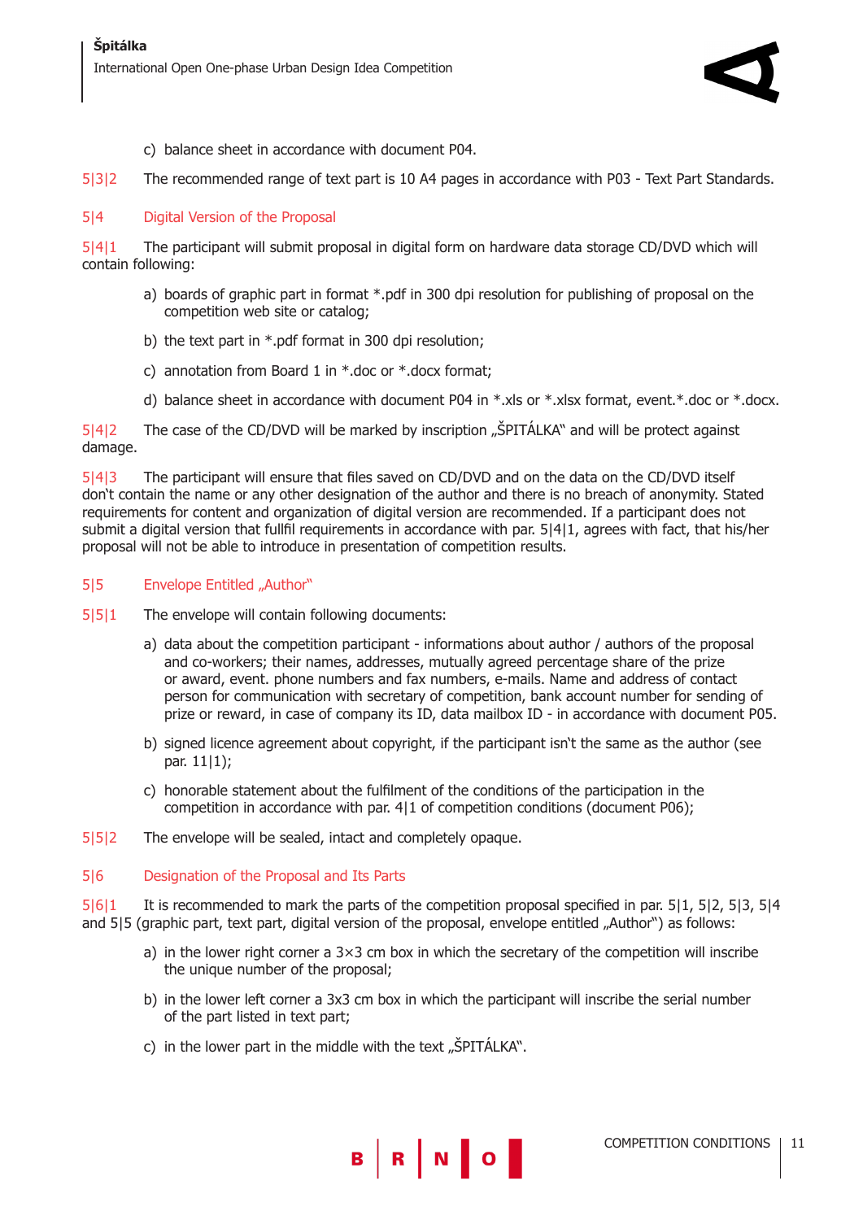c) balance sheet in accordance with document P04.

5|3|2 The recommended range of text part is 10 A4 pages in accordance with P03 - Text Part Standards.

## 5|4 Digital Version of the Proposal

5|4|1 The participant will submit proposal in digital form on hardware data storage CD/DVD which will contain following:

a) boards of graphic part in format *.pdf in 300 dpi resolution for publishing of proposal on the competition web site or catalog;

b) the text part in *.pdf format in 300 dpi resolution;

c) annotation from Board 1 in *.doc or *.docx format;

d) balance sheet in accordance with document P04 in *.xls or *.xlsx format, event.*.doc or *.docx.

5|4|2 The case of the CD/DVD will be marked by inscription „ŠPITÁLKA" and will be protect against damage.

5|4|3 The participant will ensure that files saved on CD/DVD and on the data on the CD/DVD itself don't contain the name or any other designation of the author and there is no breach of anonymity. Stated requirements for content and organization of digital version are recommended. If a participant does not submit a digital version that fullfil requirements in accordance with par. 5|4|1, agrees with fact, that his/her proposal will not be able to introduce in presentation of competition results.

## 5|5 Envelope Entitled „Author"

5|5|1 The envelope will contain following documents:

a) data about the competition participant - informations about author / authors of the proposal and co-workers; their names, addresses, mutually agreed percentage share of the prize or award, event. phone numbers and fax numbers, e-mails. Name and address of contact person for communication with secretary of competition, bank account number for sending of prize or reward, in case of company its ID, data mailbox ID - in accordance with document P05.

b) signed licence agreement about copyright, if the participant isn't the same as the author (see par. 11|1);

c) honorable statement about the fulfilment of the conditions of the participation in the competition in accordance with par. 4|1 of competition conditions (document P06);

5|5|2 The envelope will be sealed, intact and completely opaque.

## 5|6 Designation of the Proposal and Its Parts

5|6|1 It is recommended to mark the parts of the competition proposal specified in par. 5|1, 5|2, 5|3, 5|4 and 5|5 (graphic part, text part, digital version of the proposal, envelope entitled „Author") as follows:

a) in the lower right corner a 3×3 cm box in which the secretary of the competition will inscribe the unique number of the proposal;

b) in the lower left corner a 3x3 cm box in which the participant will inscribe the serial number of the part listed in text part;

c) in the lower part in the middle with the text „ŠPITÁLKA".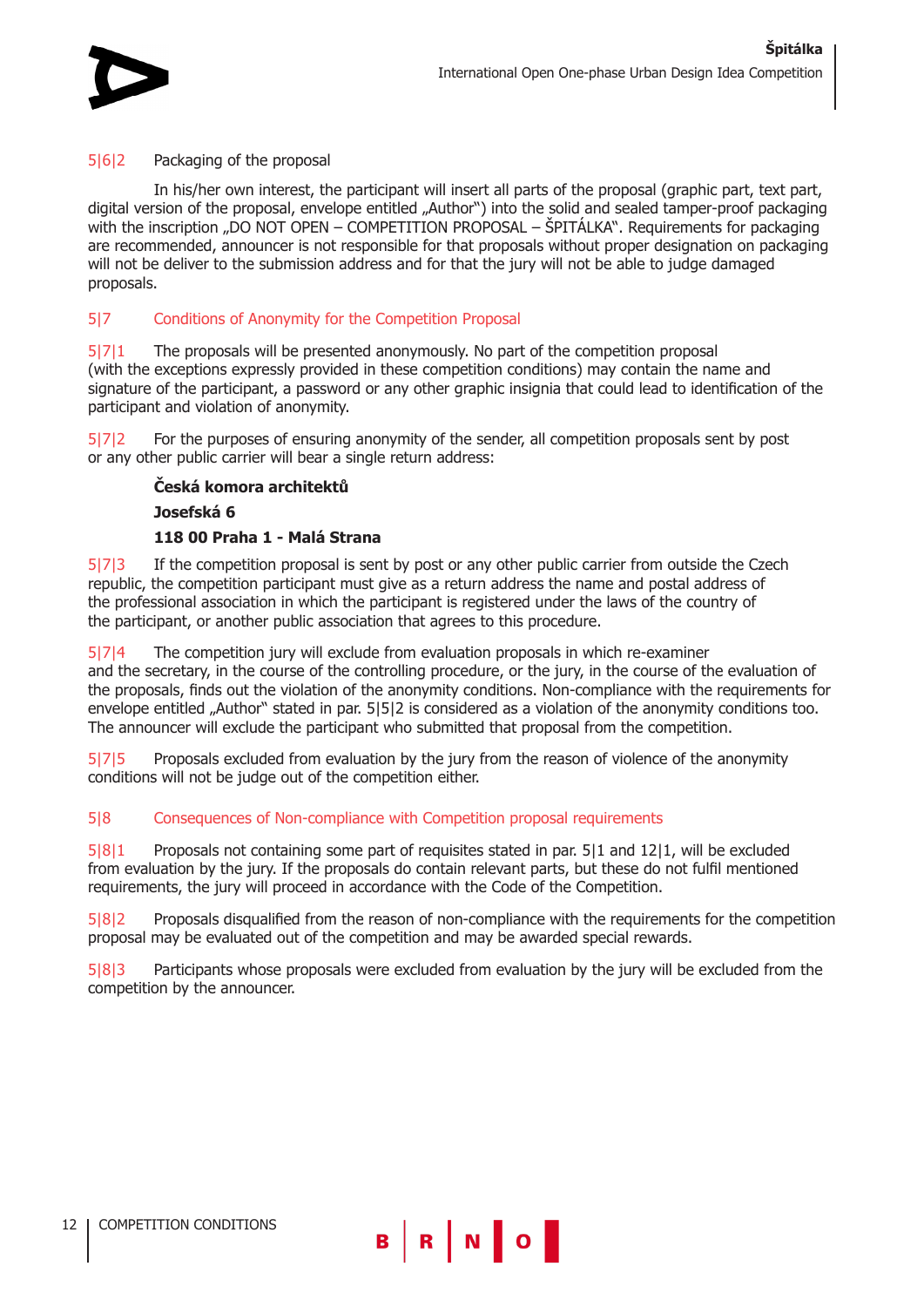5|6|2 Packaging of the proposal

In his/her own interest, the participant will insert all parts of the proposal (graphic part, text part, digital version of the proposal, envelope entitled „Author") into the solid and sealed tamper-proof packaging with the inscription „DO NOT OPEN – COMPETITION PROPOSAL – ŠPITÁLKA". Requirements for packaging are recommended, announcer is not responsible for that proposals without proper designation on packaging will not be deliver to the submission address and for that the jury will not be able to judge damaged proposals.

## 5|7 Conditions of Anonymity for the Competition Proposal

5|7|1 The proposals will be presented anonymously. No part of the competition proposal (with the exceptions expressly provided in these competition conditions) may contain the name and signature of the participant, a password or any other graphic insignia that could lead to identification of the participant and violation of anonymity.

5|7|2 For the purposes of ensuring anonymity of the sender, all competition proposals sent by post or any other public carrier will bear a single return address:

**Česká komora architektů**

**Josefská 6**

**118 00 Praha 1 - Malá Strana**

5|7|3 If the competition proposal is sent by post or any other public carrier from outside the Czech republic, the competition participant must give as a return address the name and postal address of the professional association in which the participant is registered under the laws of the country of the participant, or another public association that agrees to this procedure.

5|7|4 The competition jury will exclude from evaluation proposals in which re-examiner and the secretary, in the course of the controlling procedure, or the jury, in the course of the evaluation of the proposals, finds out the violation of the anonymity conditions. Non-compliance with the requirements for envelope entitled „Author" stated in par. 5|5|2 is considered as a violation of the anonymity conditions too. The announcer will exclude the participant who submitted that proposal from the competition.

5|7|5 Proposals excluded from evaluation by the jury from the reason of violence of the anonymity conditions will not be judge out of the competition either.

## 5|8 Consequences of Non-compliance with Competition proposal requirements

5|8|1 Proposals not containing some part of requisites stated in par. 5|1 and 12|1, will be excluded from evaluation by the jury. If the proposals do contain relevant parts, but these do not fulfil mentioned requirements, the jury will proceed in accordance with the Code of the Competition.

5|8|2 Proposals disqualified from the reason of non-compliance with the requirements for the competition proposal may be evaluated out of the competition and may be awarded special rewards.

5|8|3 Participants whose proposals were excluded from evaluation by the jury will be excluded from the competition by the announcer.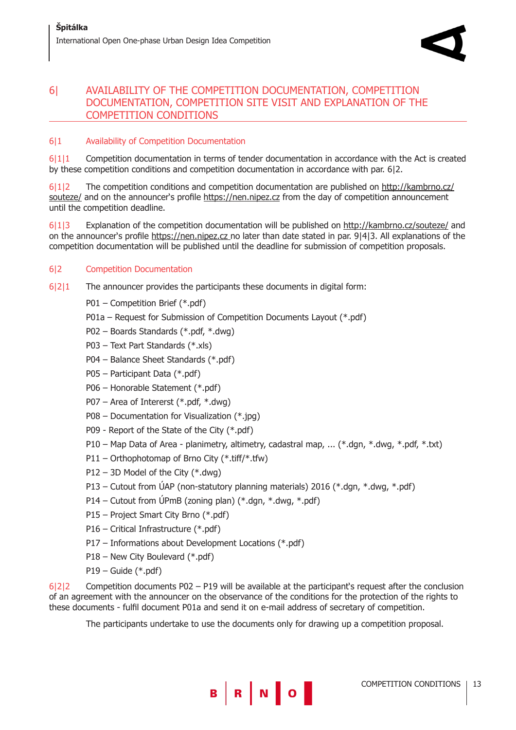## 6| AVAILABILITY OF THE COMPETITION DOCUMENTATION, COMPETITION DOCUMENTATION, COMPETITION SITE VISIT AND EXPLANATION OF THE COMPETITION CONDITIONS

### 6|1 Availability of Competition Documentation

6|1|1 Competition documentation in terms of tender documentation in accordance with the Act is created by these competition conditions and competition documentation in accordance with par. 6|2.

6|1|2 The competition conditions and competition documentation are published on http://kambrno.cz/souteze/ and on the announcer's profile https://nen.nipez.cz from the day of competition announcement until the competition deadline.

6|1|3 Explanation of the competition documentation will be published on http://kambrno.cz/souteze/ and on the announcer's profile https://nen.nipez.cz no later than date stated in par. 9|4|3. All explanations of the competition documentation will be published until the deadline for submission of competition proposals.

### 6|2 Competition Documentation

6|2|1 The announcer provides the participants these documents in digital form:

P01 – Competition Brief (*.pdf)

P01a – Request for Submission of Competition Documents Layout (*.pdf)

P02 – Boards Standards (*.pdf, *.dwg)

P03 – Text Part Standards (*.xls)

P04 – Balance Sheet Standards (*.pdf)

P05 – Participant Data (*.pdf)

P06 – Honorable Statement (*.pdf)

P07 – Area of Intererst (*.pdf, *.dwg)

P08 – Documentation for Visualization (*.jpg)

P09 - Report of the State of the City (*.pdf)

P10 – Map Data of Area - planimetry, altimetry, cadastral map, ... (*.dgn, *.dwg, *.pdf, *.txt)

P11 – Orthophotomap of Brno City (*.tiff/*.tfw)

P12 – 3D Model of the City (*.dwg)

P13 – Cutout from ÚAP (non-statutory planning materials) 2016 (*.dgn, *.dwg, *.pdf)

P14 – Cutout from ÚPmB (zoning plan) (*.dgn, *.dwg, *.pdf)

P15 – Project Smart City Brno (*.pdf)

P16 – Critical Infrastructure (*.pdf)

P17 – Informations about Development Locations (*.pdf)

P18 – New City Boulevard (*.pdf)

P19 – Guide (*.pdf)

6|2|2 Competition documents P02 – P19 will be available at the participant's request after the conclusion of an agreement with the announcer on the observance of the conditions for the protection of the rights to these documents - fulfil document P01a and send it on e-mail address of secretary of competition.

The participants undertake to use the documents only for drawing up a competition proposal.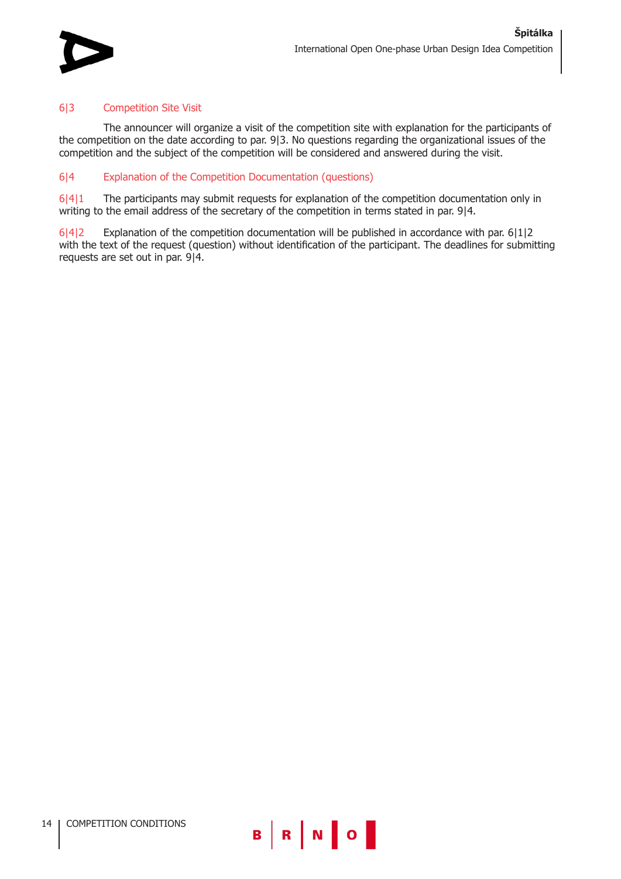## 6|3 Competition Site Visit

The announcer will organize a visit of the competition site with explanation for the participants of the competition on the date according to par. 9|3. No questions regarding the organizational issues of the competition and the subject of the competition will be considered and answered during the visit.

## 6|4 Explanation of the Competition Documentation (questions)

6|4|1 The participants may submit requests for explanation of the competition documentation only in writing to the email address of the secretary of the competition in terms stated in par. 9|4.

6|4|2 Explanation of the competition documentation will be published in accordance with par. 6|1|2 with the text of the request (question) without identification of the participant. The deadlines for submitting requests are set out in par. 9|4.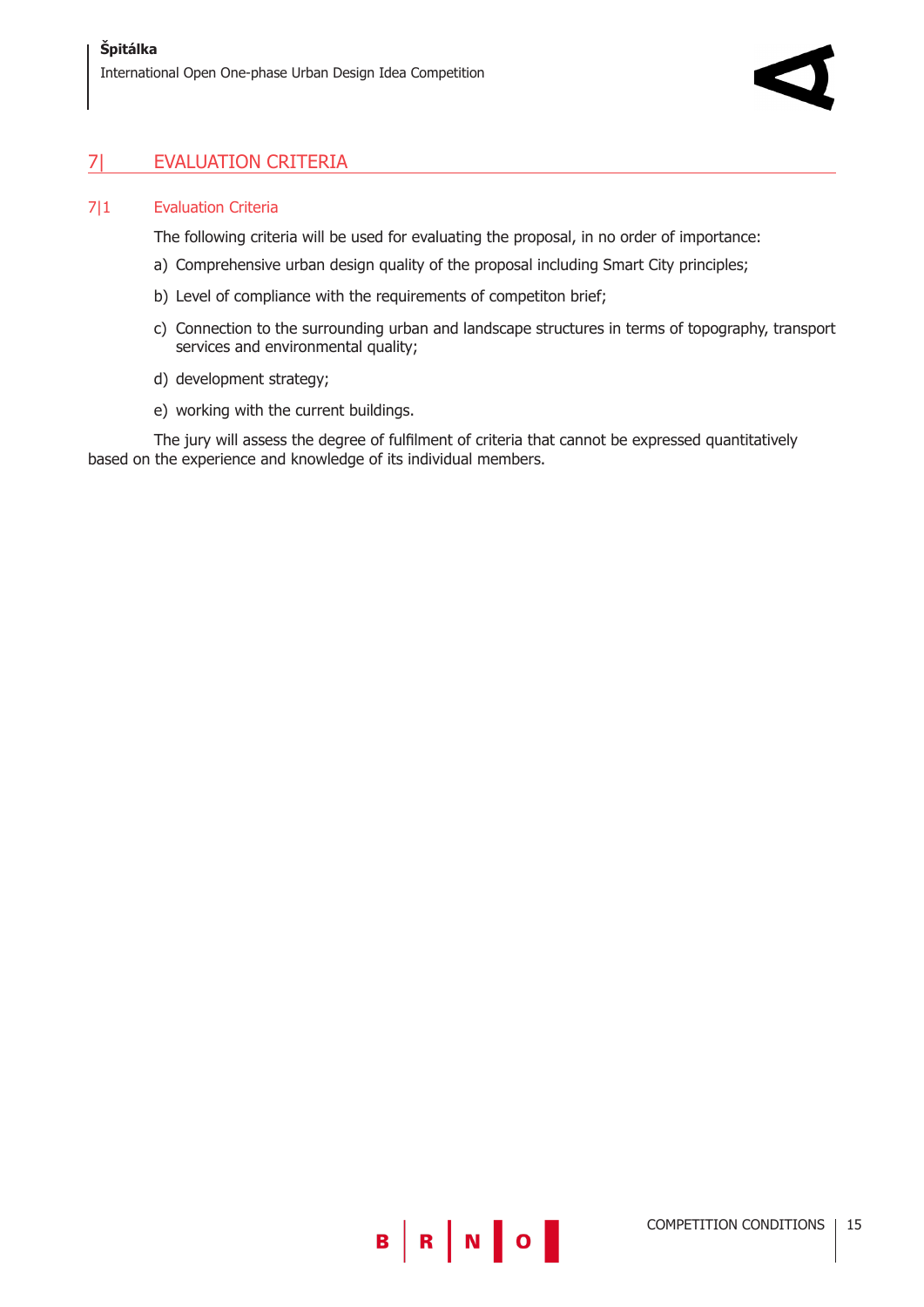## 7| EVALUATION CRITERIA

### 7|1 Evaluation Criteria

The following criteria will be used for evaluating the proposal, in no order of importance:

a) Comprehensive urban design quality of the proposal including Smart City principles;

b) Level of compliance with the requirements of competiton brief;

c) Connection to the surrounding urban and landscape structures in terms of topography, transport services and environmental quality;

d) development strategy;

e) working with the current buildings.

The jury will assess the degree of fulfilment of criteria that cannot be expressed quantitatively based on the experience and knowledge of its individual members.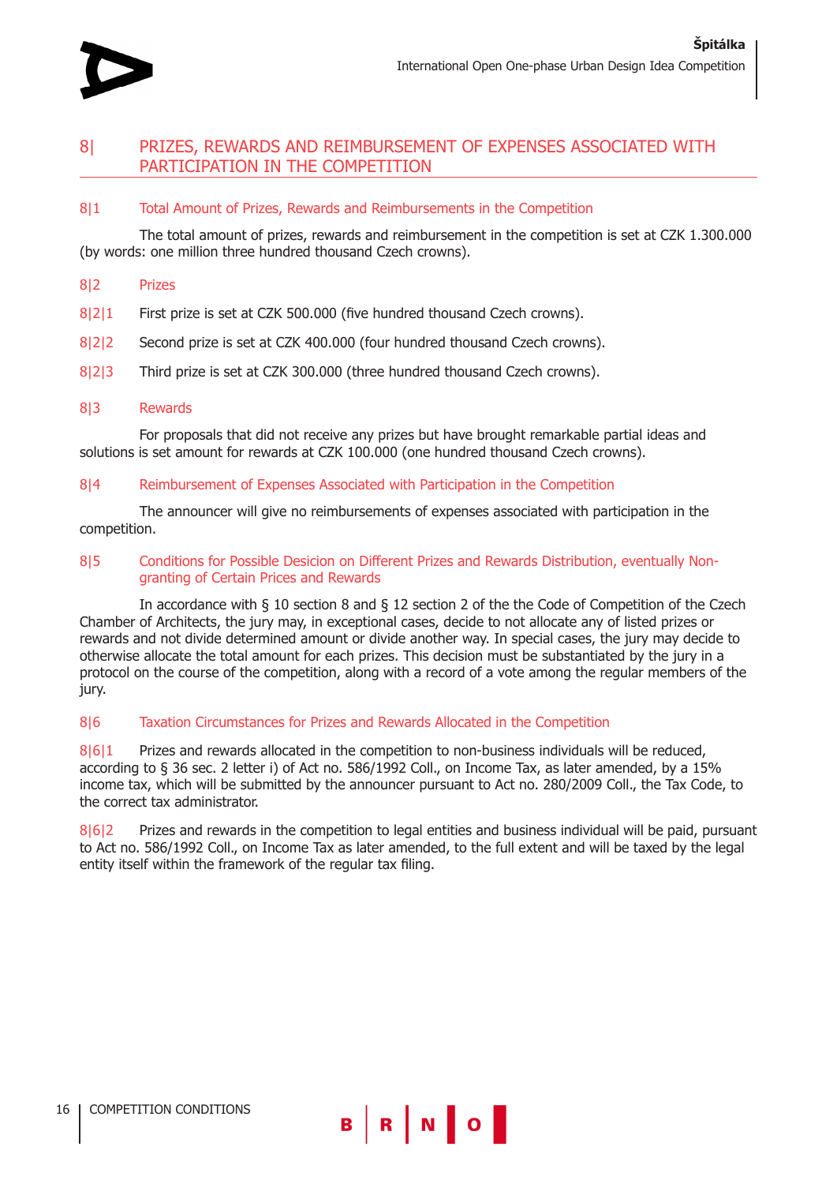## 8| PRIZES, REWARDS AND REIMBURSEMENT OF EXPENSES ASSOCIATED WITH PARTICIPATION IN THE COMPETITION

### 8|1 Total Amount of Prizes, Rewards and Reimbursements in the Competition

The total amount of prizes, rewards and reimbursement in the competition is set at CZK 1.300.000 (by words: one million three hundred thousand Czech crowns).

### 8|2 Prizes

8|2|1 First prize is set at CZK 500.000 (five hundred thousand Czech crowns).

8|2|2 Second prize is set at CZK 400.000 (four hundred thousand Czech crowns).

8|2|3 Third prize is set at CZK 300.000 (three hundred thousand Czech crowns).

### 8|3 Rewards

For proposals that did not receive any prizes but have brought remarkable partial ideas and solutions is set amount for rewards at CZK 100.000 (one hundred thousand Czech crowns).

### 8|4 Reimbursement of Expenses Associated with Participation in the Competition

The announcer will give no reimbursements of expenses associated with participation in the competition.

### 8|5 Conditions for Possible Desicion on Different Prizes and Rewards Distribution, eventually Non-granting of Certain Prices and Rewards

In accordance with § 10 section 8 and § 12 section 2 of the the Code of Competition of the Czech Chamber of Architects, the jury may, in exceptional cases, decide to not allocate any of listed prizes or rewards and not divide determined amount or divide another way. In special cases, the jury may decide to otherwise allocate the total amount for each prizes. This decision must be substantiated by the jury in a protocol on the course of the competition, along with a record of a vote among the regular members of the jury.

### 8|6 Taxation Circumstances for Prizes and Rewards Allocated in the Competition

8|6|1 Prizes and rewards allocated in the competition to non-business individuals will be reduced, according to § 36 sec. 2 letter i) of Act no. 586/1992 Coll., on Income Tax, as later amended, by a 15% income tax, which will be submitted by the announcer pursuant to Act no. 280/2009 Coll., the Tax Code, to the correct tax administrator.

8|6|2 Prizes and rewards in the competition to legal entities and business individual will be paid, pursuant to Act no. 586/1992 Coll., on Income Tax as later amended, to the full extent and will be taxed by the legal entity itself within the framework of the regular tax filing.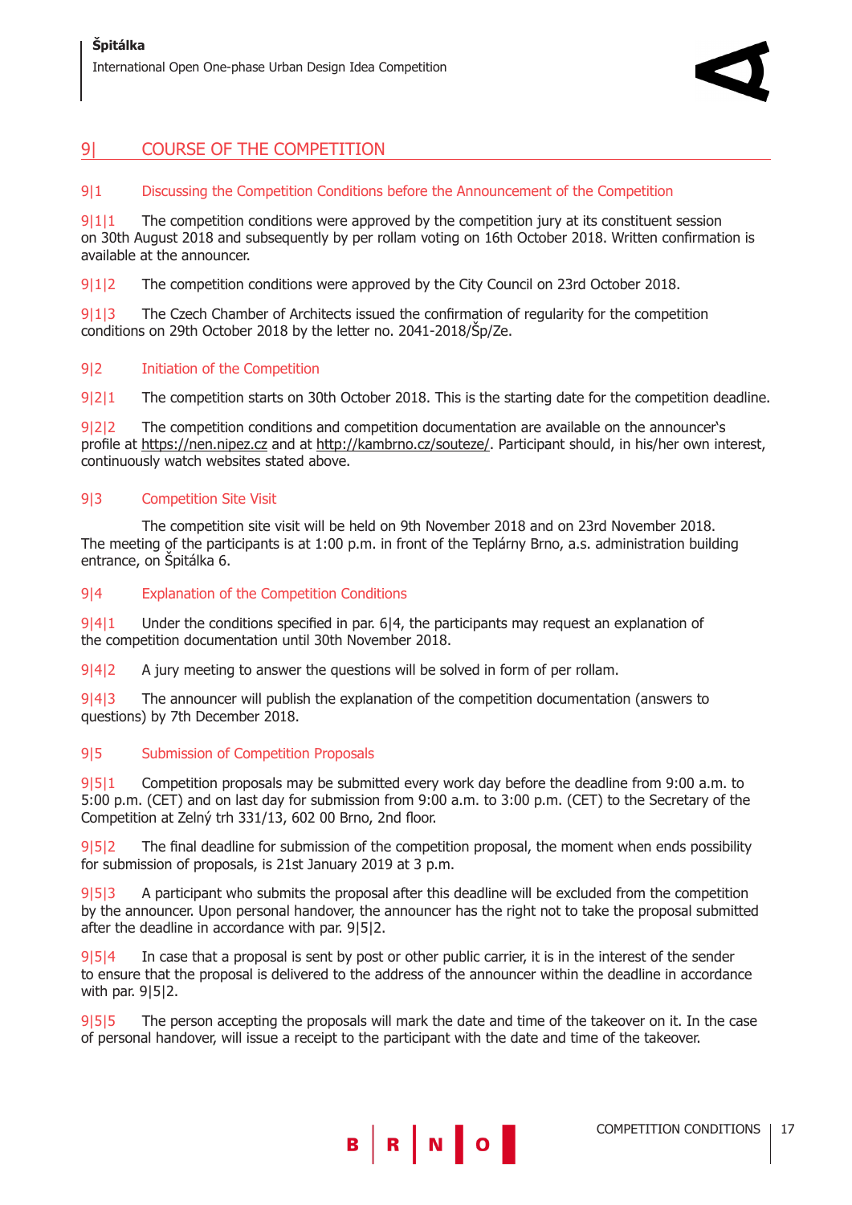## 9| COURSE OF THE COMPETITION

### 9|1 Discussing the Competition Conditions before the Announcement of the Competition

9|1|1 The competition conditions were approved by the competition jury at its constituent session on 30th August 2018 and subsequently by per rollam voting on 16th October 2018. Written confirmation is available at the announcer.

9|1|2 The competition conditions were approved by the City Council on 23rd October 2018.

9|1|3 The Czech Chamber of Architects issued the confirmation of regularity for the competition conditions on 29th October 2018 by the letter no. 2041-2018/Šp/Ze.

### 9|2 Initiation of the Competition

9|2|1 The competition starts on 30th October 2018. This is the starting date for the competition deadline.

9|2|2 The competition conditions and competition documentation are available on the announcer's profile at https://nen.nipez.cz and at http://kambrno.cz/souteze/. Participant should, in his/her own interest, continuously watch websites stated above.

### 9|3 Competition Site Visit

The competition site visit will be held on 9th November 2018 and on 23rd November 2018. The meeting of the participants is at 1:00 p.m. in front of the Teplárny Brno, a.s. administration building entrance, on Špitálka 6.

### 9|4 Explanation of the Competition Conditions

9|4|1 Under the conditions specified in par. 6|4, the participants may request an explanation of the competition documentation until 30th November 2018.

9|4|2 A jury meeting to answer the questions will be solved in form of per rollam.

9|4|3 The announcer will publish the explanation of the competition documentation (answers to questions) by 7th December 2018.

### 9|5 Submission of Competition Proposals

9|5|1 Competition proposals may be submitted every work day before the deadline from 9:00 a.m. to 5:00 p.m. (CET) and on last day for submission from 9:00 a.m. to 3:00 p.m. (CET) to the Secretary of the Competition at Zelný trh 331/13, 602 00 Brno, 2nd floor.

9|5|2 The final deadline for submission of the competition proposal, the moment when ends possibility for submission of proposals, is 21st January 2019 at 3 p.m.

9|5|3 A participant who submits the proposal after this deadline will be excluded from the competition by the announcer. Upon personal handover, the announcer has the right not to take the proposal submitted after the deadline in accordance with par. 9|5|2.

9|5|4 In case that a proposal is sent by post or other public carrier, it is in the interest of the sender to ensure that the proposal is delivered to the address of the announcer within the deadline in accordance with par. 9|5|2.

9|5|5 The person accepting the proposals will mark the date and time of the takeover on it. In the case of personal handover, will issue a receipt to the participant with the date and time of the takeover.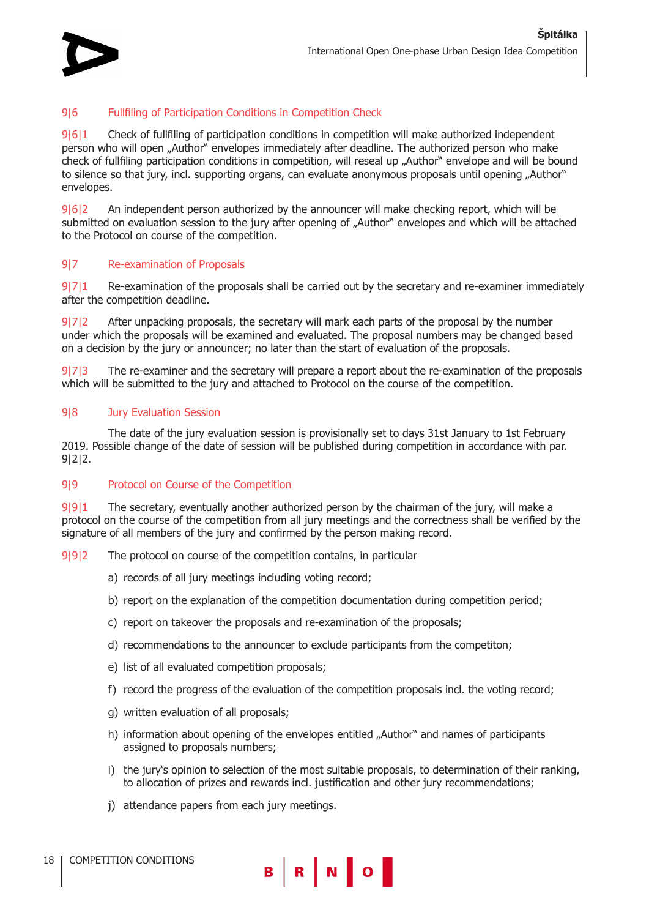## 9|6 Fullfiling of Participation Conditions in Competition Check

9|6|1 Check of fullfiling of participation conditions in competition will make authorized independent person who will open „Author" envelopes immediately after deadline. The authorized person who make check of fullfiling participation conditions in competition, will reseal up „Author" envelope and will be bound to silence so that jury, incl. supporting organs, can evaluate anonymous proposals until opening „Author" envelopes.

9|6|2 An independent person authorized by the announcer will make checking report, which will be submitted on evaluation session to the jury after opening of „Author" envelopes and which will be attached to the Protocol on course of the competition.

## 9|7 Re-examination of Proposals

9|7|1 Re-examination of the proposals shall be carried out by the secretary and re-examiner immediately after the competition deadline.

9|7|2 After unpacking proposals, the secretary will mark each parts of the proposal by the number under which the proposals will be examined and evaluated. The proposal numbers may be changed based on a decision by the jury or announcer; no later than the start of evaluation of the proposals.

9|7|3 The re-examiner and the secretary will prepare a report about the re-examination of the proposals which will be submitted to the jury and attached to Protocol on the course of the competition.

## 9|8 Jury Evaluation Session

The date of the jury evaluation session is provisionally set to days 31st January to 1st February 2019. Possible change of the date of session will be published during competition in accordance with par. 9|2|2.

## 9|9 Protocol on Course of the Competition

9|9|1 The secretary, eventually another authorized person by the chairman of the jury, will make a protocol on the course of the competition from all jury meetings and the correctness shall be verified by the signature of all members of the jury and confirmed by the person making record.

9|9|2 The protocol on course of the competition contains, in particular

a) records of all jury meetings including voting record;

b) report on the explanation of the competition documentation during competition period;

c) report on takeover the proposals and re-examination of the proposals;

d) recommendations to the announcer to exclude participants from the competiton;

e) list of all evaluated competition proposals;

f) record the progress of the evaluation of the competition proposals incl. the voting record;

g) written evaluation of all proposals;

h) information about opening of the envelopes entitled „Author" and names of participants assigned to proposals numbers;

i) the jury's opinion to selection of the most suitable proposals, to determination of their ranking, to allocation of prizes and rewards incl. justification and other jury recommendations;

j) attendance papers from each jury meetings.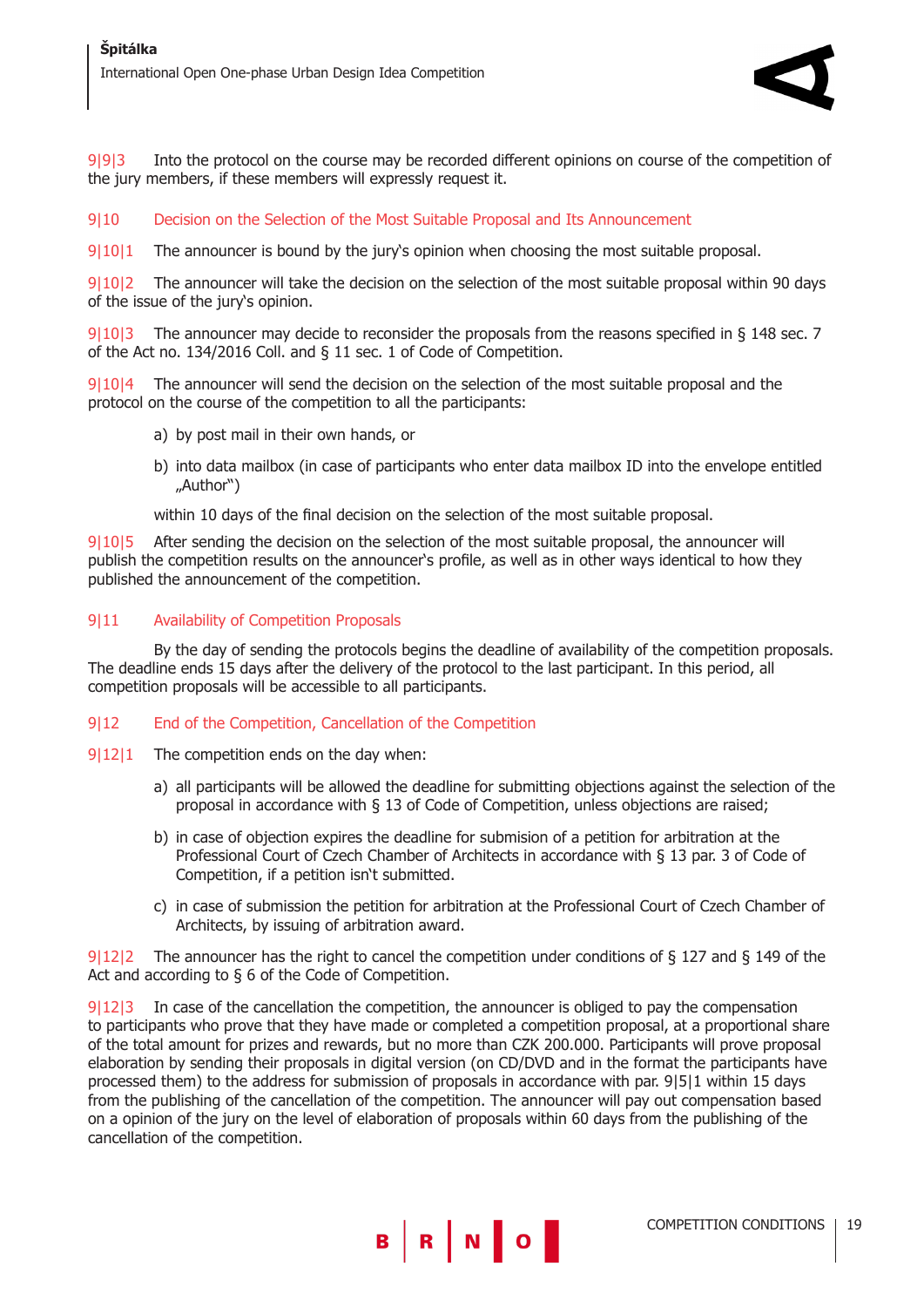9|9|3 Into the protocol on the course may be recorded different opinions on course of the competition of the jury members, if these members will expressly request it.

## 9|10 Decision on the Selection of the Most Suitable Proposal and Its Announcement

9|10|1 The announcer is bound by the jury's opinion when choosing the most suitable proposal.

9|10|2 The announcer will take the decision on the selection of the most suitable proposal within 90 days of the issue of the jury's opinion.

9|10|3 The announcer may decide to reconsider the proposals from the reasons specified in § 148 sec. 7 of the Act no. 134/2016 Coll. and § 11 sec. 1 of Code of Competition.

9|10|4 The announcer will send the decision on the selection of the most suitable proposal and the protocol on the course of the competition to all the participants:

a) by post mail in their own hands, or

b) into data mailbox (in case of participants who enter data mailbox ID into the envelope entitled „Author")

within 10 days of the final decision on the selection of the most suitable proposal.

9|10|5 After sending the decision on the selection of the most suitable proposal, the announcer will publish the competition results on the announcer's profile, as well as in other ways identical to how they published the announcement of the competition.

## 9|11 Availability of Competition Proposals

By the day of sending the protocols begins the deadline of availability of the competition proposals. The deadline ends 15 days after the delivery of the protocol to the last participant. In this period, all competition proposals will be accessible to all participants.

## 9|12 End of the Competition, Cancellation of the Competition

9|12|1 The competition ends on the day when:

a) all participants will be allowed the deadline for submitting objections against the selection of the proposal in accordance with § 13 of Code of Competition, unless objections are raised;

b) in case of objection expires the deadline for submision of a petition for arbitration at the Professional Court of Czech Chamber of Architects in accordance with § 13 par. 3 of Code of Competition, if a petition isn't submitted.

c) in case of submission the petition for arbitration at the Professional Court of Czech Chamber of Architects, by issuing of arbitration award.

9|12|2 The announcer has the right to cancel the competition under conditions of § 127 and § 149 of the Act and according to § 6 of the Code of Competition.

9|12|3 In case of the cancellation the competition, the announcer is obliged to pay the compensation to participants who prove that they have made or completed a competition proposal, at a proportional share of the total amount for prizes and rewards, but no more than CZK 200.000. Participants will prove proposal elaboration by sending their proposals in digital version (on CD/DVD and in the format the participants have processed them) to the address for submission of proposals in accordance with par. 9|5|1 within 15 days from the publishing of the cancellation of the competition. The announcer will pay out compensation based on a opinion of the jury on the level of elaboration of proposals within 60 days from the publishing of the cancellation of the competition.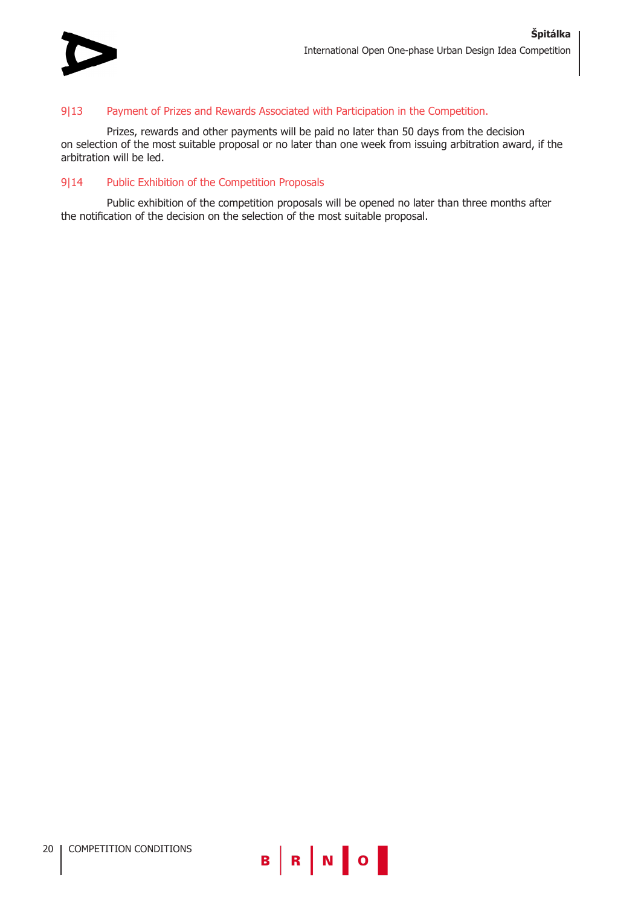## 9|13 Payment of Prizes and Rewards Associated with Participation in the Competition.

Prizes, rewards and other payments will be paid no later than 50 days from the decision on selection of the most suitable proposal or no later than one week from issuing arbitration award, if the arbitration will be led.

## 9|14 Public Exhibition of the Competition Proposals

Public exhibition of the competition proposals will be opened no later than three months after the notification of the decision on the selection of the most suitable proposal.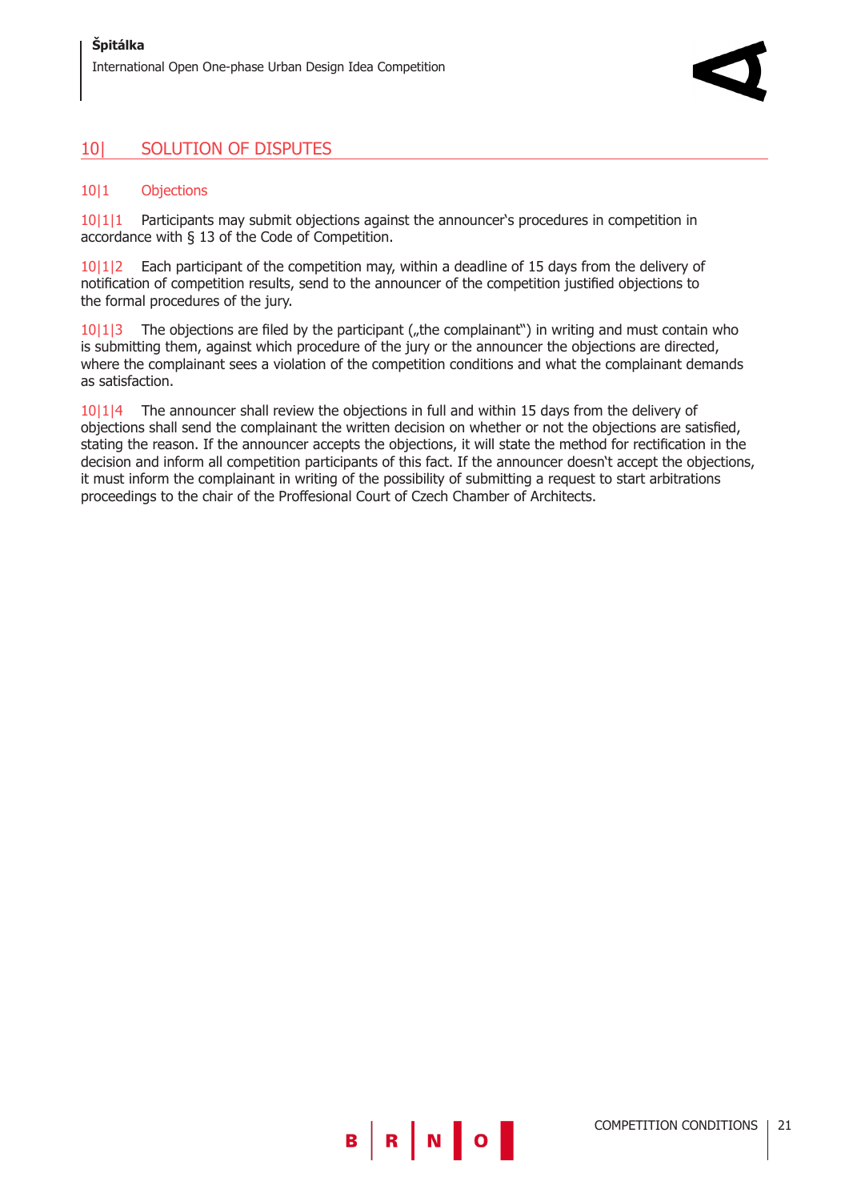## 10| SOLUTION OF DISPUTES

### 10|1 Objections

10|1|1 Participants may submit objections against the announcer's procedures in competition in accordance with § 13 of the Code of Competition.

10|1|2 Each participant of the competition may, within a deadline of 15 days from the delivery of notification of competition results, send to the announcer of the competition justified objections to the formal procedures of the jury.

10|1|3 The objections are filed by the participant („the complainant") in writing and must contain who is submitting them, against which procedure of the jury or the announcer the objections are directed, where the complainant sees a violation of the competition conditions and what the complainant demands as satisfaction.

10|1|4 The announcer shall review the objections in full and within 15 days from the delivery of objections shall send the complainant the written decision on whether or not the objections are satisfied, stating the reason. If the announcer accepts the objections, it will state the method for rectification in the decision and inform all competition participants of this fact. If the announcer doesn't accept the objections, it must inform the complainant in writing of the possibility of submitting a request to start arbitrations proceedings to the chair of the Proffesional Court of Czech Chamber of Architects.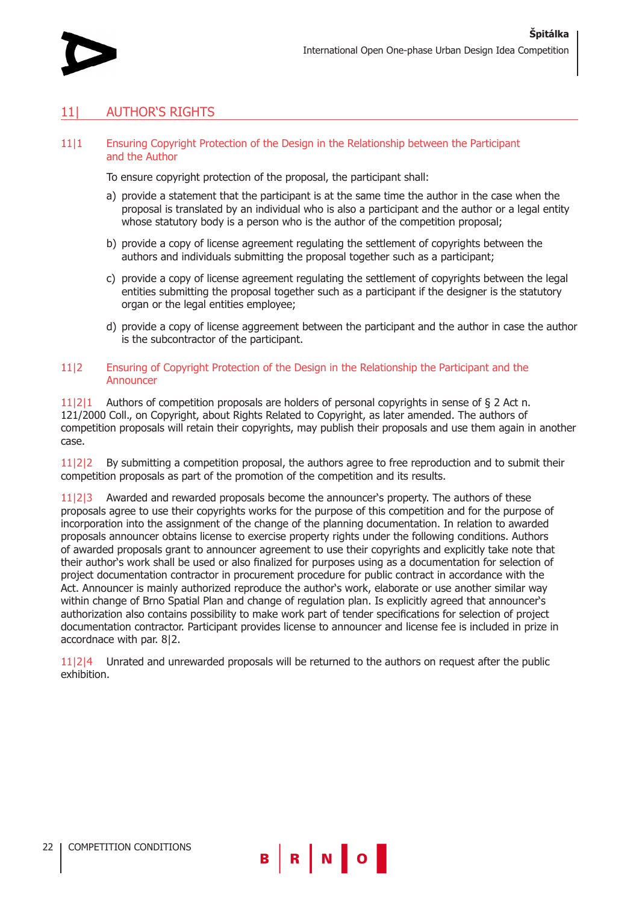## 11| AUTHOR'S RIGHTS

### 11|1 Ensuring Copyright Protection of the Design in the Relationship between the Participant and the Author

To ensure copyright protection of the proposal, the participant shall:

a) provide a statement that the participant is at the same time the author in the case when the proposal is translated by an individual who is also a participant and the author or a legal entity whose statutory body is a person who is the author of the competition proposal;

b) provide a copy of license agreement regulating the settlement of copyrights between the authors and individuals submitting the proposal together such as a participant;

c) provide a copy of license agreement regulating the settlement of copyrights between the legal entities submitting the proposal together such as a participant if the designer is the statutory organ or the legal entities employee;

d) provide a copy of license aggreement between the participant and the author in case the author is the subcontractor of the participant.

### 11|2 Ensuring of Copyright Protection of the Design in the Relationship the Participant and the Announcer

11|2|1 Authors of competition proposals are holders of personal copyrights in sense of § 2 Act n. 121/2000 Coll., on Copyright, about Rights Related to Copyright, as later amended. The authors of competition proposals will retain their copyrights, may publish their proposals and use them again in another case.

11|2|2 By submitting a competition proposal, the authors agree to free reproduction and to submit their competition proposals as part of the promotion of the competition and its results.

11|2|3 Awarded and rewarded proposals become the announcer's property. The authors of these proposals agree to use their copyrights works for the purpose of this competition and for the purpose of incorporation into the assignment of the change of the planning documentation. In relation to awarded proposals announcer obtains license to exercise property rights under the following conditions. Authors of awarded proposals grant to announcer agreement to use their copyrights and explicitly take note that their author's work shall be used or also finalized for purposes using as a documentation for selection of project documentation contractor in procurement procedure for public contract in accordance with the Act. Announcer is mainly authorized reproduce the author's work, elaborate or use another similar way within change of Brno Spatial Plan and change of regulation plan. Is explicitly agreed that announcer's authorization also contains possibility to make work part of tender specifications for selection of project documentation contractor. Participant provides license to announcer and license fee is included in prize in accordnace with par. 8|2.

11|2|4 Unrated and unrewarded proposals will be returned to the authors on request after the public exhibition.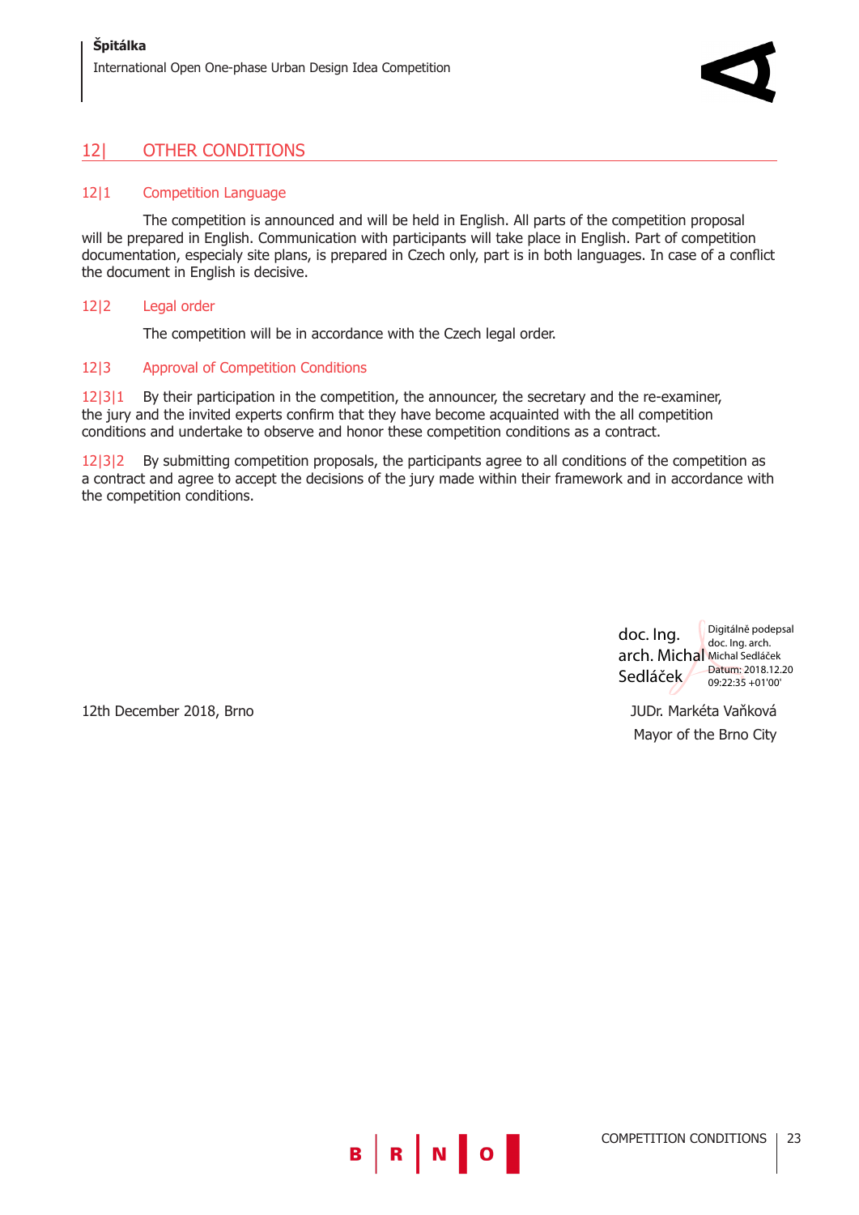## 12| OTHER CONDITIONS

### 12|1 Competition Language

The competition is announced and will be held in English. All parts of the competition proposal will be prepared in English. Communication with participants will take place in English. Part of competition documentation, especialy site plans, is prepared in Czech only, part is in both languages. In case of a conflict the document in English is decisive.

### 12|2 Legal order

The competition will be in accordance with the Czech legal order.

### 12|3 Approval of Competition Conditions

12|3|1 By their participation in the competition, the announcer, the secretary and the re-examiner, the jury and the invited experts confirm that they have become acquainted with the all competition conditions and undertake to observe and honor these competition conditions as a contract.

12|3|2 By submitting competition proposals, the participants agree to all conditions of the competition as a contract and agree to accept the decisions of the jury made within their framework and in accordance with the competition conditions.

doc. Ing. arch. Michal Sedláček

Digitálně podepsal doc. Ing. arch. Michal Sedláček
Datum: 2018.12.20 09:22:35 +01'00'

12th December 2018, Brno

JUDr. Markéta Vaňková
Mayor of the Brno City